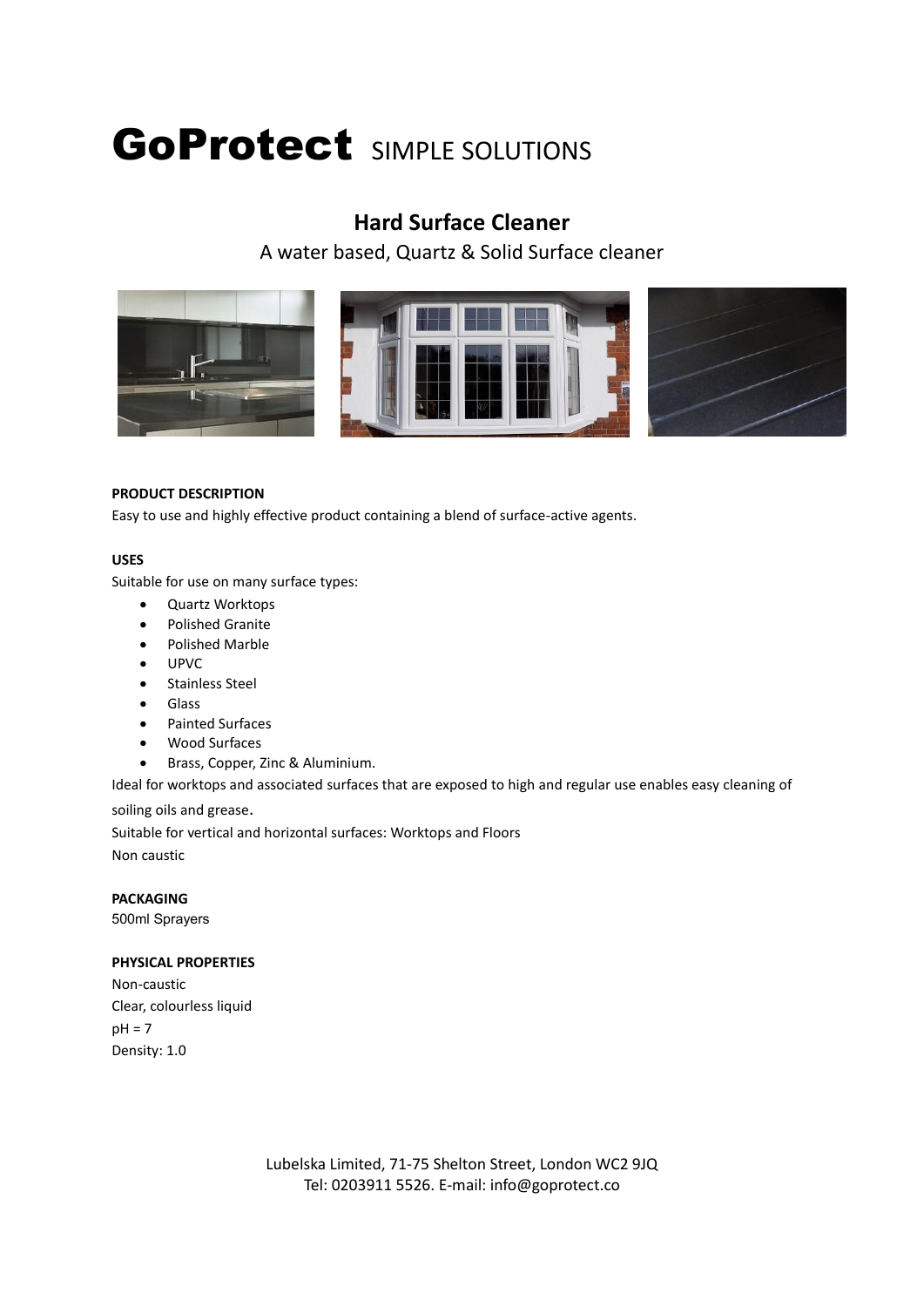# GoProtect SIMPLE SOLUTIONS

## Hard Surface Cleaner

A water based, Quartz & Solid Surface cleaner

**PRODUCT DESCRIPTION**

Easy to use and highly effective product containing a blend of surface-active agents.

**USES**

Suitable for use on many surface types:

- Quartz Worktops
- Polished Granite
- Polished Marble
- UPVC
- Stainless Steel
- Glass
- Painted Surfaces
- Wood Surfaces
- Brass, Copper, Zinc & Aluminium.

Ideal for worktops and associated surfaces that are exposed to high and regular use enables easy cleaning of soiling oils and grease.

Suitable for vertical and horizontal surfaces: Worktops and Floors

Non caustic

**PACKAGING**

500ml Sprayers

**PHYSICAL PROPERTIES**

Non-caustic

Clear, colourless liquid

pH = 7

Density: 1.0

Lubelska Limited, 71-75 Shelton Street, London WC2 9JQ
Tel: 0203911 5526. E-mail: info@goprotect.co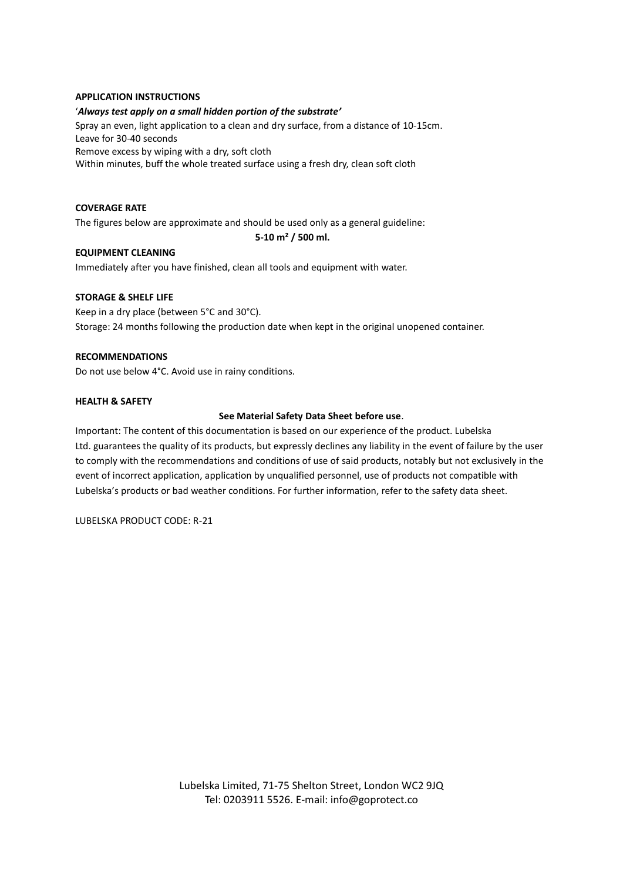**APPLICATION INSTRUCTIONS**

'***Always test apply on a small hidden portion of the substrate'***

Spray an even, light application to a clean and dry surface, from a distance of 10-15cm.
Leave for 30-40 seconds
Remove excess by wiping with a dry, soft cloth
Within minutes, buff the whole treated surface using a fresh dry, clean soft cloth

**COVERAGE RATE**

The figures below are approximate and should be used only as a general guideline:

**5-10 m² / 500 ml.**

**EQUIPMENT CLEANING**

Immediately after you have finished, clean all tools and equipment with water.

**STORAGE & SHELF LIFE**

Keep in a dry place (between 5°C and 30°C).
Storage: 24 months following the production date when kept in the original unopened container.

**RECOMMENDATIONS**

Do not use below 4°C. Avoid use in rainy conditions.

**HEALTH & SAFETY**

**See Material Safety Data Sheet before use**.

Important: The content of this documentation is based on our experience of the product. Lubelska Ltd. guarantees the quality of its products, but expressly declines any liability in the event of failure by the user to comply with the recommendations and conditions of use of said products, notably but not exclusively in the event of incorrect application, application by unqualified personnel, use of products not compatible with Lubelska's products or bad weather conditions. For further information, refer to the safety data sheet.

LUBELSKA PRODUCT CODE: R-21

Lubelska Limited, 71-75 Shelton Street, London WC2 9JQ
Tel: 0203911 5526. E-mail: info@goprotect.co